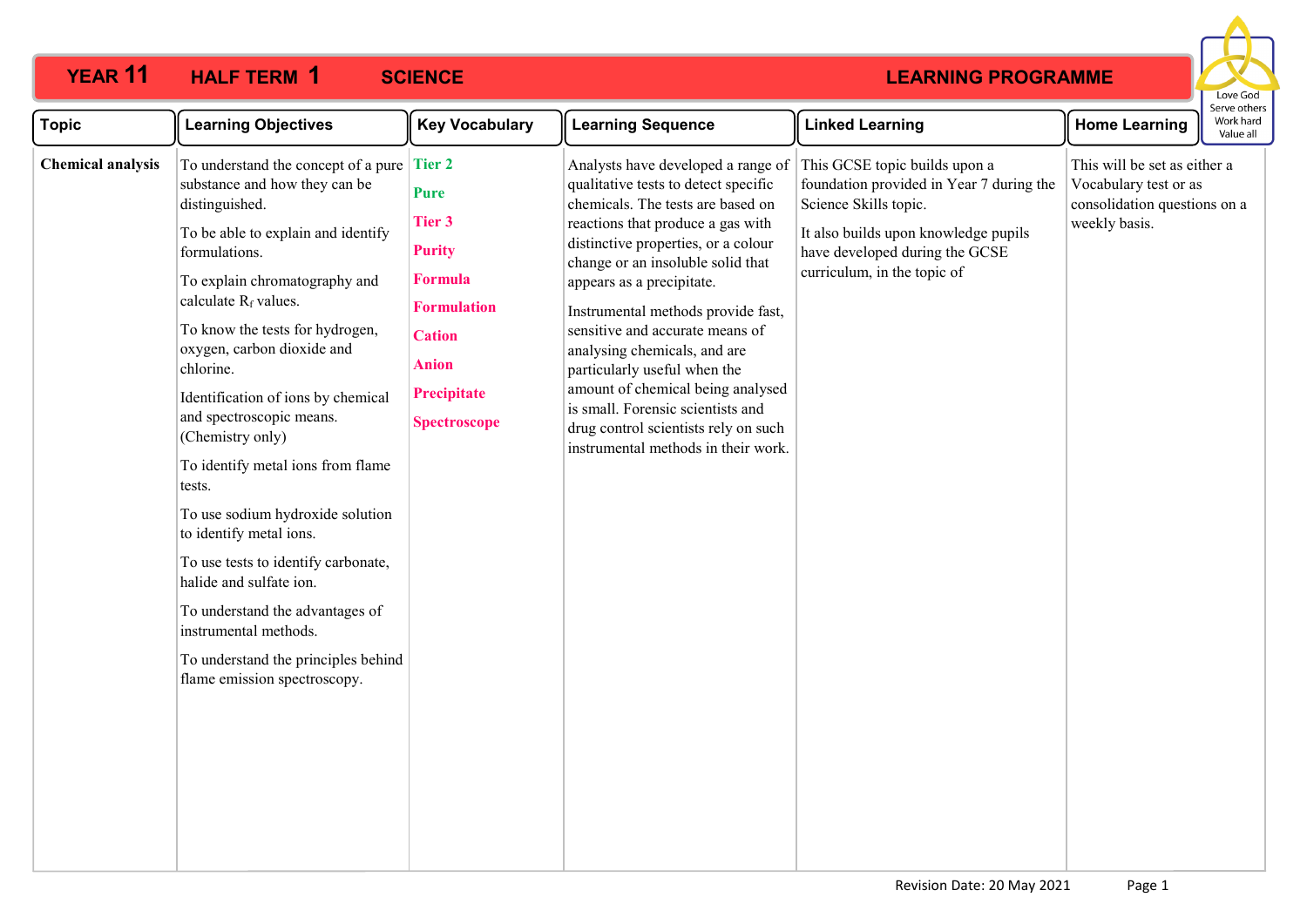# YEAR 11 HALF TERM 1 SCIENCE LEARNING PROGRAMME

Love God
Serve others
Work hard
Value all

| Topic | Learning Objectives | Key Vocabulary | Learning Sequence | Linked Learning | Home Learning |
|---|---|---|---|---|---|
| **Chemical analysis** | To understand the concept of a pure substance and how they can be distinguished.<br><br>To be able to explain and identify formulations.<br><br>To explain chromatography and calculate $R_f$ values.<br><br>To know the tests for hydrogen, oxygen, carbon dioxide and chlorine.<br><br>Identification of ions by chemical and spectroscopic means. (Chemistry only)<br><br>To identify metal ions from flame tests.<br><br>To use sodium hydroxide solution to identify metal ions.<br><br>To use tests to identify carbonate, halide and sulfate ion.<br><br>To understand the advantages of instrumental methods.<br><br>To understand the principles behind flame emission spectroscopy. | **Tier 2**<br><br>**Pure**<br><br>**Tier 3**<br><br>**Purity**<br><br>**Formula**<br><br>**Formulation**<br><br>**Cation**<br><br>**Anion**<br><br>**Precipitate**<br><br>**Spectroscope** | Analysts have developed a range of qualitative tests to detect specific chemicals. The tests are based on reactions that produce a gas with distinctive properties, or a colour change or an insoluble solid that appears as a precipitate.<br><br>Instrumental methods provide fast, sensitive and accurate means of analysing chemicals, and are particularly useful when the amount of chemical being analysed is small. Forensic scientists and drug control scientists rely on such instrumental methods in their work. | This GCSE topic builds upon a foundation provided in Year 7 during the Science Skills topic.<br><br>It also builds upon knowledge pupils have developed during the GCSE curriculum, in the topic of | This will be set as either a Vocabulary test or as consolidation questions on a weekly basis. |

Revision Date: 20 May 2021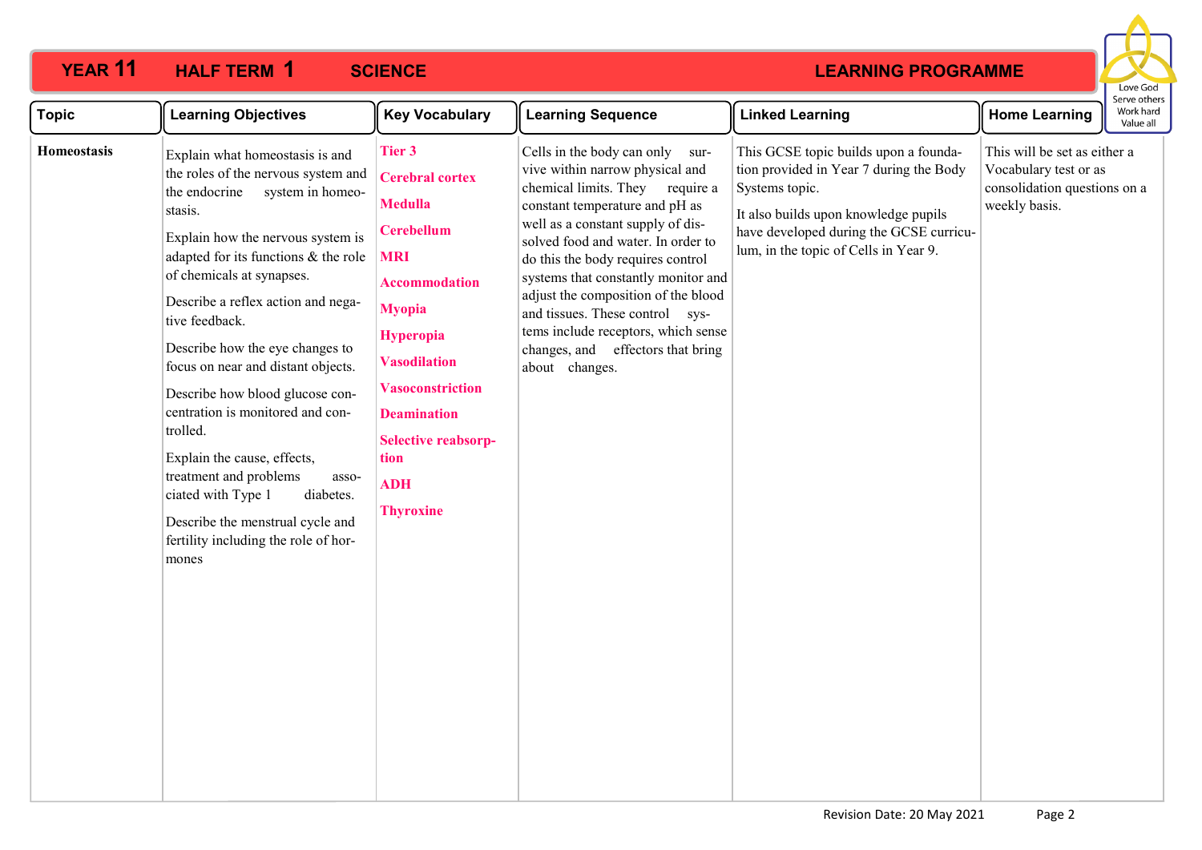# YEAR 11 HALF TERM 1 SCIENCE LEARNING PROGRAMME

Love God
Serve others
Work hard
Value all

| Topic | Learning Objectives | Key Vocabulary | Learning Sequence | Linked Learning | Home Learning |
|---|---|---|---|---|---|
| **Homeostasis** | Explain what homeostasis is and the roles of the nervous system and the endocrine system in homeostasis.<br><br>Explain how the nervous system is adapted for its functions & the role of chemicals at synapses.<br><br>Describe a reflex action and negative feedback.<br><br>Describe how the eye changes to focus on near and distant objects.<br><br>Describe how blood glucose concentration is monitored and controlled.<br><br>Explain the cause, effects, treatment and problems associated with Type 1 diabetes.<br><br>Describe the menstrual cycle and fertility including the role of hormones | **Tier 3**<br>**Cerebral cortex**<br>**Medulla**<br>**Cerebellum**<br>**MRI**<br>**Accommodation**<br>**Myopia**<br>**Hyperopia**<br>**Vasodilation**<br>**Vasoconstriction**<br>**Deamination**<br>**Selective reabsorption**<br>**ADH**<br>**Thyroxine** | Cells in the body can only survive within narrow physical and chemical limits. They require a constant temperature and pH as well as a constant supply of dissolved food and water. In order to do this the body requires control systems that constantly monitor and adjust the composition of the blood and tissues. These control systems include receptors, which sense changes, and effectors that bring about changes. | This GCSE topic builds upon a foundation provided in Year 7 during the Body Systems topic.<br><br>It also builds upon knowledge pupils have developed during the GCSE curriculum, in the topic of Cells in Year 9. | This will be set as either a Vocabulary test or as consolidation questions on a weekly basis. |

Revision Date: 20 May 2021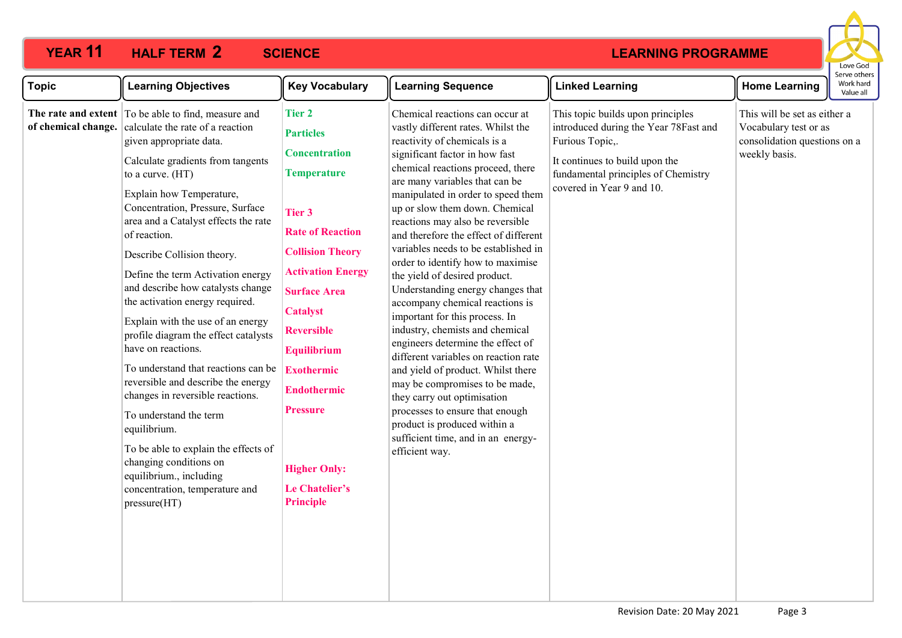# YEAR 11 HALF TERM 2 SCIENCE LEARNING PROGRAMME

Love God
Serve others
Work hard
Value all

| Topic | Learning Objectives | Key Vocabulary | Learning Sequence | Linked Learning | Home Learning |
|---|---|---|---|---|---|
| **The rate and extent of chemical change.** | To be able to find, measure and calculate the rate of a reaction given appropriate data.<br><br>Calculate gradients from tangents to a curve. (HT)<br><br>Explain how Temperature, Concentration, Pressure, Surface area and a Catalyst effects the rate of reaction.<br><br>Describe Collision theory.<br><br>Define the term Activation energy and describe how catalysts change the activation energy required.<br><br>Explain with the use of an energy profile diagram the effect catalysts have on reactions.<br><br>To understand that reactions can be reversible and describe the energy changes in reversible reactions.<br><br>To understand the term equilibrium.<br><br>To be able to explain the effects of changing conditions on equilibrium., including concentration, temperature and pressure(HT) | **Tier 2**<br>**Particles**<br>**Concentration**<br>**Temperature**<br><br>**Tier 3**<br>**Rate of Reaction**<br>**Collision Theory**<br>**Activation Energy**<br>**Surface Area**<br>**Catalyst**<br>**Reversible**<br>**Equilibrium**<br>**Exothermic**<br>**Endothermic**<br>**Pressure**<br><br>**Higher Only:**<br>**Le Chatelier's Principle** | Chemical reactions can occur at vastly different rates. Whilst the reactivity of chemicals is a significant factor in how fast chemical reactions proceed, there are many variables that can be manipulated in order to speed them up or slow them down. Chemical reactions may also be reversible and therefore the effect of different variables needs to be established in order to identify how to maximise the yield of desired product. Understanding energy changes that accompany chemical reactions is important for this process. In industry, chemists and chemical engineers determine the effect of different variables on reaction rate and yield of product. Whilst there may be compromises to be made, they carry out optimisation processes to ensure that enough product is produced within a sufficient time, and in an energy-efficient way. | This topic builds upon principles introduced during the Year 78Fast and Furious Topic,.<br><br>It continues to build upon the fundamental principles of Chemistry covered in Year 9 and 10. | This will be set as either a Vocabulary test or as consolidation questions on a weekly basis. |

Revision Date: 20 May 2021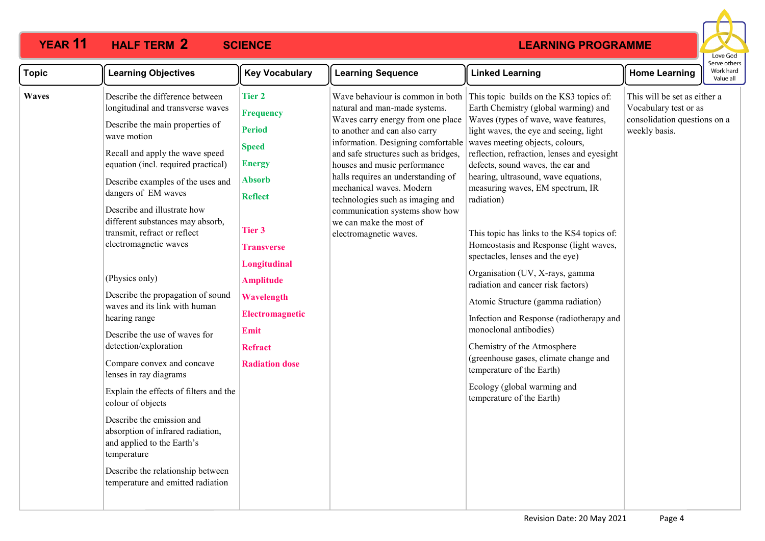# YEAR 11 HALF TERM 2 SCIENCE LEARNING PROGRAMME

| Topic | Learning Objectives | Key Vocabulary | Learning Sequence | Linked Learning | Home Learning |
|---|---|---|---|---|---|
| **Waves** | Describe the difference between longitudinal and transverse waves<br><br>Describe the main properties of wave motion<br><br>Recall and apply the wave speed equation (incl. required practical)<br><br>Describe examples of the uses and dangers of EM waves<br><br>Describe and illustrate how different substances may absorb, transmit, refract or reflect electromagnetic waves<br><br>(Physics only)<br><br>Describe the propagation of sound waves and its link with human hearing range<br><br>Describe the use of waves for detection/exploration<br><br>Compare convex and concave lenses in ray diagrams<br><br>Explain the effects of filters and the colour of objects<br><br>Describe the emission and absorption of infrared radiation, and applied to the Earth's temperature<br><br>Describe the relationship between temperature and emitted radiation | **Tier 2**<br>**Frequency**<br>**Period**<br>**Speed**<br>**Energy**<br>**Absorb**<br>**Reflect**<br><br>**Tier 3**<br>**Transverse**<br>**Longitudinal**<br>**Amplitude**<br>**Wavelength**<br>**Electromagnetic**<br>**Emit**<br>**Refract**<br>**Radiation dose** | Wave behaviour is common in both natural and man-made systems. Waves carry energy from one place to another and can also carry information. Designing comfortable and safe structures such as bridges, houses and music performance halls requires an understanding of mechanical waves. Modern technologies such as imaging and communication systems show how we can make the most of electromagnetic waves. | This topic builds on the KS3 topics of: Earth Chemistry (global warming) and Waves (types of wave, wave features, light waves, the eye and seeing, light waves meeting objects, colours, reflection, refraction, lenses and eyesight defects, sound waves, the ear and hearing, ultrasound, wave equations, measuring waves, EM spectrum, IR radiation)<br><br>This topic has links to the KS4 topics of: Homeostasis and Response (light waves, spectacles, lenses and the eye)<br><br>Organisation (UV, X-rays, gamma radiation and cancer risk factors)<br><br>Atomic Structure (gamma radiation)<br><br>Infection and Response (radiotherapy and monoclonal antibodies)<br><br>Chemistry of the Atmosphere (greenhouse gases, climate change and temperature of the Earth)<br><br>Ecology (global warming and temperature of the Earth) | This will be set as either a Vocabulary test or as consolidation questions on a weekly basis. |

Revision Date: 20 May 2021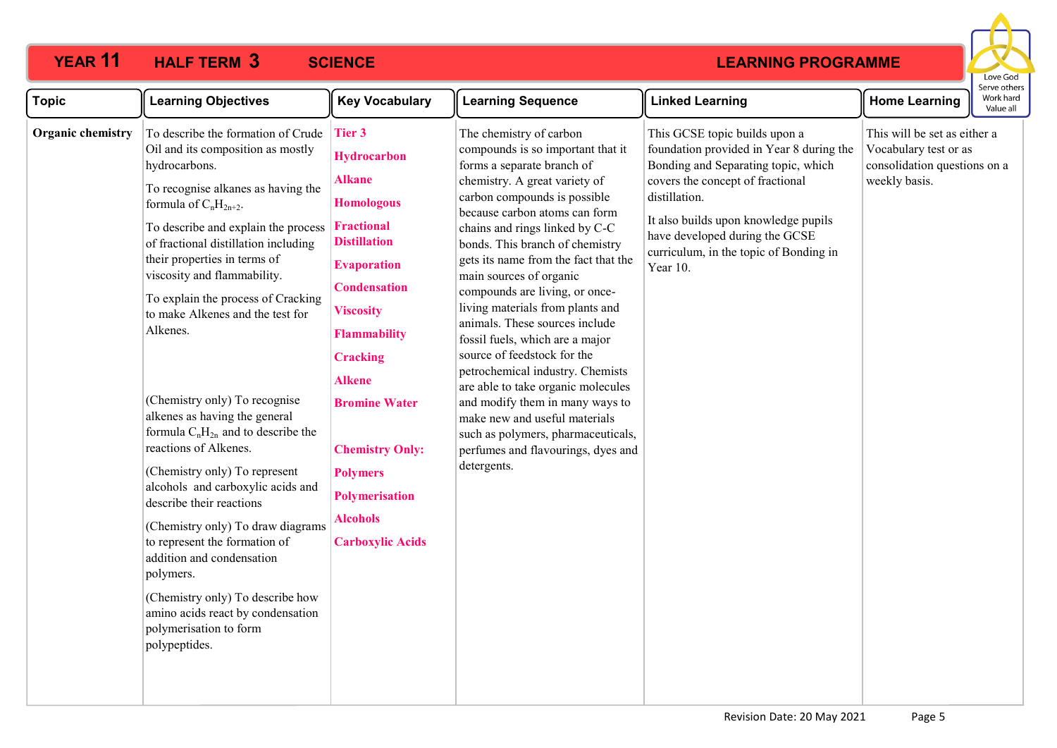**YEAR 11 HALF TERM 3 SCIENCE LEARNING PROGRAMME**

Love God · Serve others · Work hard · Value all

| Topic | Learning Objectives | Key Vocabulary | Learning Sequence | Linked Learning | Home Learning |
|---|---|---|---|---|---|
| **Organic chemistry** | To describe the formation of Crude Oil and its composition as mostly hydrocarbons.<br><br>To recognise alkanes as having the formula of $C_nH_{2n+2}$.<br><br>To describe and explain the process of fractional distillation including their properties in terms of viscosity and flammability.<br><br>To explain the process of Cracking to make Alkenes and the test for Alkenes.<br><br>(Chemistry only) To recognise alkenes as having the general formula $C_nH_{2n}$ and to describe the reactions of Alkenes.<br><br>(Chemistry only) To represent alcohols and carboxylic acids and describe their reactions<br><br>(Chemistry only) To draw diagrams to represent the formation of addition and condensation polymers.<br><br>(Chemistry only) To describe how amino acids react by condensation polymerisation to form polypeptides. | **Tier 3**<br><br>**Hydrocarbon**<br><br>**Alkane**<br><br>**Homologous**<br><br>**Fractional Distillation**<br><br>**Evaporation**<br><br>**Condensation**<br><br>**Viscosity**<br><br>**Flammability**<br><br>**Cracking**<br><br>**Alkene**<br><br>**Bromine Water**<br><br>**Chemistry Only:**<br><br>**Polymers**<br><br>**Polymerisation**<br><br>**Alcohols**<br><br>**Carboxylic Acids** | The chemistry of carbon compounds is so important that it forms a separate branch of chemistry. A great variety of carbon compounds is possible because carbon atoms can form chains and rings linked by C-C bonds. This branch of chemistry gets its name from the fact that the main sources of organic compounds are living, or once-living materials from plants and animals. These sources include fossil fuels, which are a major source of feedstock for the petrochemical industry. Chemists are able to take organic molecules and modify them in many ways to make new and useful materials such as polymers, pharmaceuticals, perfumes and flavourings, dyes and detergents. | This GCSE topic builds upon a foundation provided in Year 8 during the Bonding and Separating topic, which covers the concept of fractional distillation.<br><br>It also builds upon knowledge pupils have developed during the GCSE curriculum, in the topic of Bonding in Year 10. | This will be set as either a Vocabulary test or as consolidation questions on a weekly basis. |

Revision Date: 20 May 2021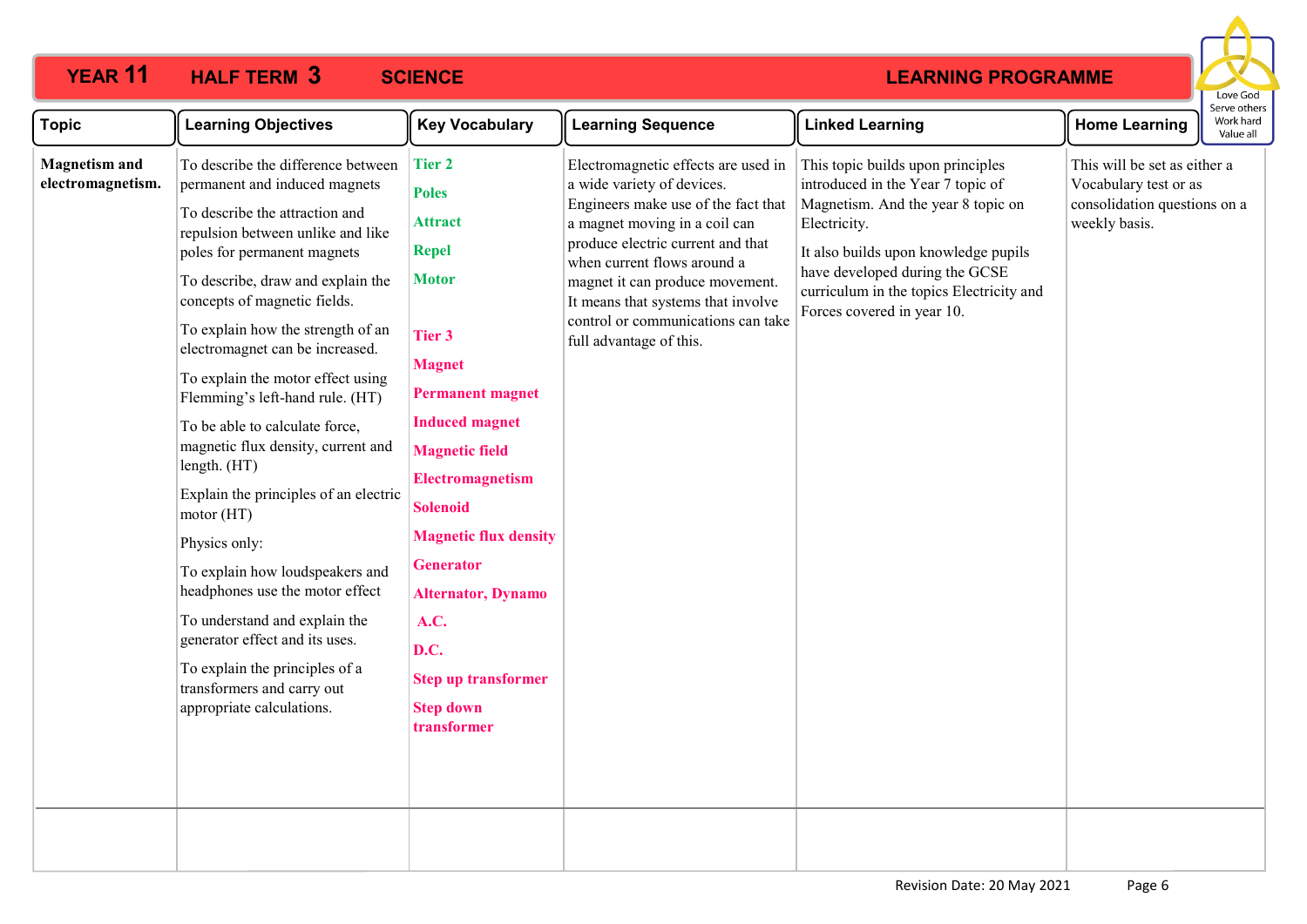# YEAR 11 HALF TERM 3 SCIENCE LEARNING PROGRAMME

Love God
Serve others
Work hard
Value all

| Topic | Learning Objectives | Key Vocabulary | Learning Sequence | Linked Learning | Home Learning |
|---|---|---|---|---|---|
| **Magnetism and electromagnetism.** | To describe the difference between permanent and induced magnets<br><br>To describe the attraction and repulsion between unlike and like poles for permanent magnets<br><br>To describe, draw and explain the concepts of magnetic fields.<br><br>To explain how the strength of an electromagnet can be increased.<br><br>To explain the motor effect using Flemming's left-hand rule. (HT)<br><br>To be able to calculate force, magnetic flux density, current and length. (HT)<br><br>Explain the principles of an electric motor (HT)<br><br>Physics only:<br><br>To explain how loudspeakers and headphones use the motor effect<br><br>To understand and explain the generator effect and its uses.<br><br>To explain the principles of a transformers and carry out appropriate calculations. | **Tier 2**<br>**Poles**<br>**Attract**<br>**Repel**<br>**Motor**<br><br>**Tier 3**<br>**Magnet**<br>**Permanent magnet**<br>**Induced magnet**<br>**Magnetic field**<br>**Electromagnetism**<br>**Solenoid**<br>**Magnetic flux density**<br>**Generator**<br>**Alternator, Dynamo**<br>**A.C.**<br>**D.C.**<br>**Step up transformer**<br>**Step down transformer** | Electromagnetic effects are used in a wide variety of devices. Engineers make use of the fact that a magnet moving in a coil can produce electric current and that when current flows around a magnet it can produce movement. It means that systems that involve control or communications can take full advantage of this. | This topic builds upon principles introduced in the Year 7 topic of Magnetism. And the year 8 topic on Electricity.<br><br>It also builds upon knowledge pupils have developed during the GCSE curriculum in the topics Electricity and Forces covered in year 10. | This will be set as either a Vocabulary test or as consolidation questions on a weekly basis. |
| | | | | | |

Revision Date: 20 May 2021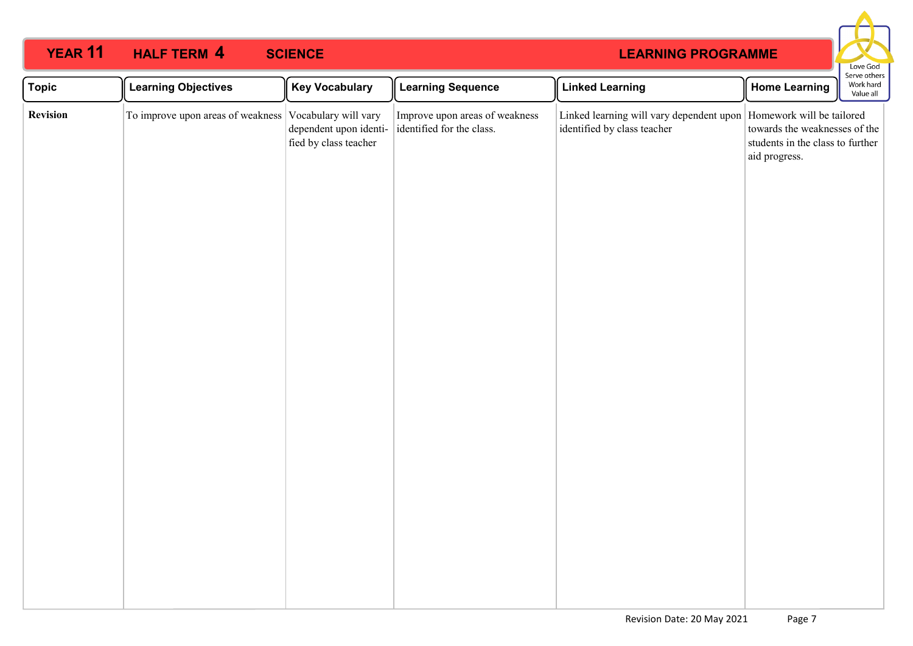# YEAR 11 HALF TERM 4 SCIENCE LEARNING PROGRAMME

Love God
Serve others
Work hard
Value all

| Topic | Learning Objectives | Key Vocabulary | Learning Sequence | Linked Learning | Home Learning |
|---|---|---|---|---|---|
| **Revision** | To improve upon areas of weakness | Vocabulary will vary dependent upon identified by class teacher | Improve upon areas of weakness identified for the class. | Linked learning will vary dependent upon identified by class teacher | Homework will be tailored towards the weaknesses of the students in the class to further aid progress. |

Revision Date: 20 May 2021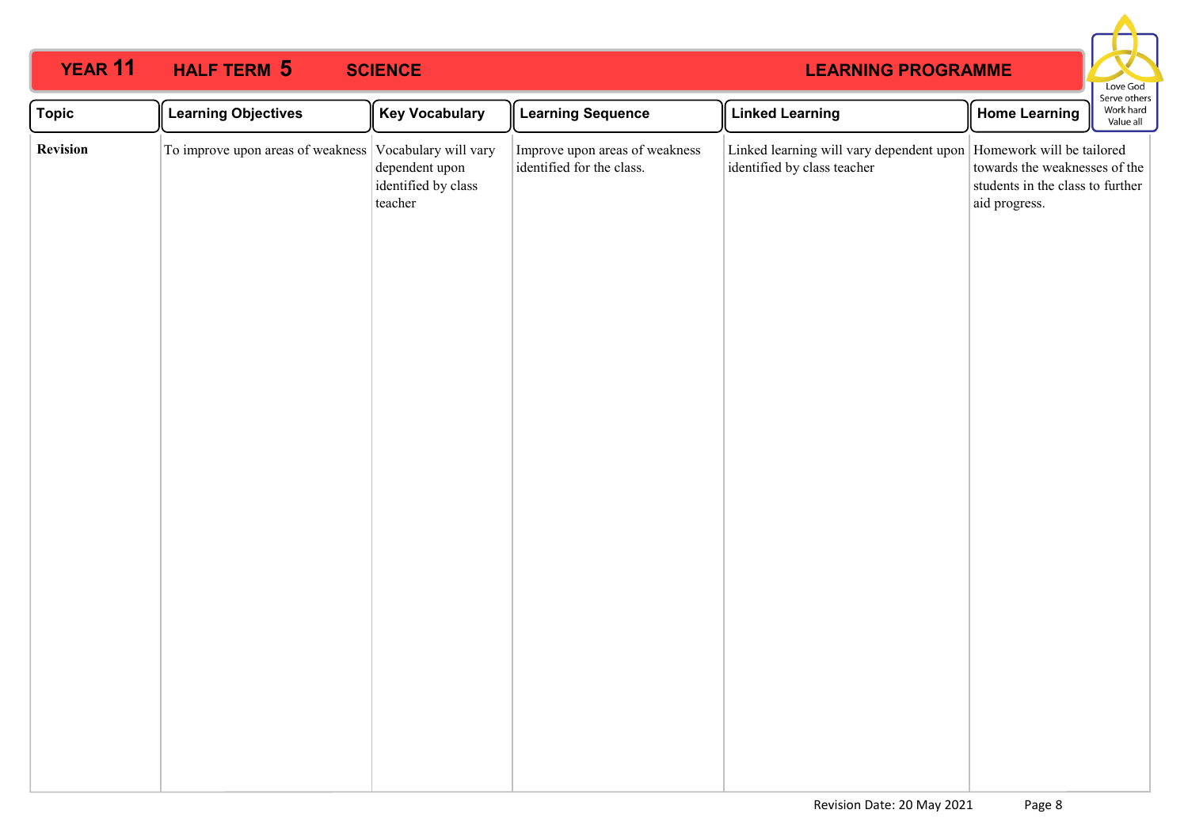# YEAR 11 HALF TERM 5 SCIENCE LEARNING PROGRAMME

Love God
Serve others
Work hard
Value all

| Topic | Learning Objectives | Key Vocabulary | Learning Sequence | Linked Learning | Home Learning |
|---|---|---|---|---|---|
| **Revision** | To improve upon areas of weakness | Vocabulary will vary dependent upon identified by class teacher | Improve upon areas of weakness identified for the class. | Linked learning will vary dependent upon identified by class teacher | Homework will be tailored towards the weaknesses of the students in the class to further aid progress. |

Revision Date: 20 May 2021